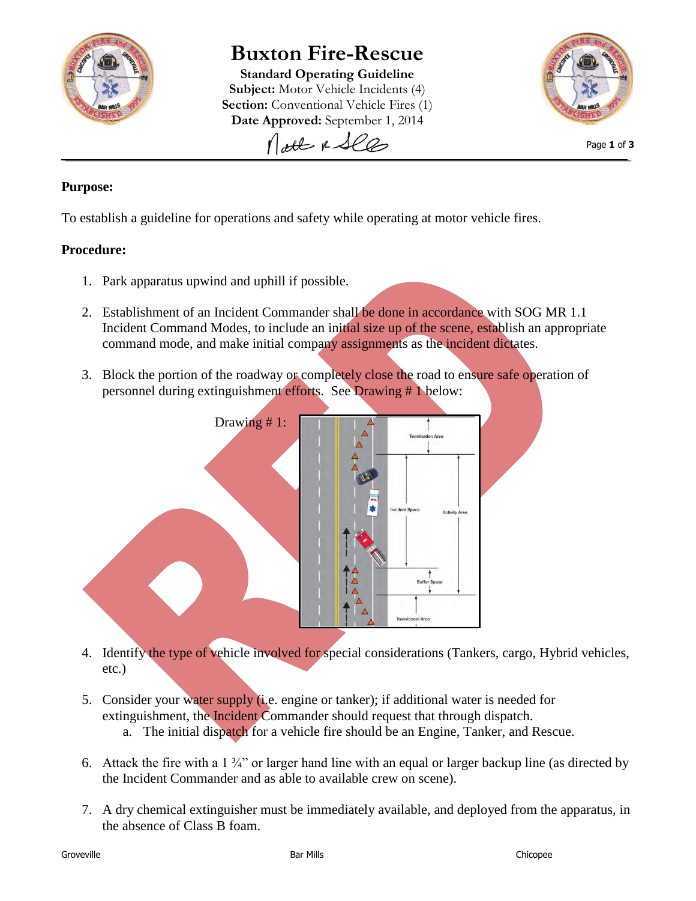# Buxton Fire-Rescue

**Standard Operating Guideline**
**Subject:** Motor Vehicle Incidents (4)
**Section:** Conventional Vehicle Fires (1)
**Date Approved:** September 1, 2014

**Purpose:**

To establish a guideline for operations and safety while operating at motor vehicle fires.

**Procedure:**

1. Park apparatus upwind and uphill if possible.

2. Establishment of an Incident Commander shall be done in accordance with SOG MR 1.1 Incident Command Modes, to include an initial size up of the scene, establish an appropriate command mode, and make initial company assignments as the incident dictates.

3. Block the portion of the roadway or completely close the road to ensure safe operation of personnel during extinguishment efforts. See Drawing # 1 below:

   Drawing # 1:

4. Identify the type of vehicle involved for special considerations (Tankers, cargo, Hybrid vehicles, etc.)

5. Consider your water supply (i.e. engine or tanker); if additional water is needed for extinguishment, the Incident Commander should request that through dispatch.
   a. The initial dispatch for a vehicle fire should be an Engine, Tanker, and Rescue.

6. Attack the fire with a 1 ¾" or larger hand line with an equal or larger backup line (as directed by the Incident Commander and as able to available crew on scene).

7. A dry chemical extinguisher must be immediately available, and deployed from the apparatus, in the absence of Class B foam.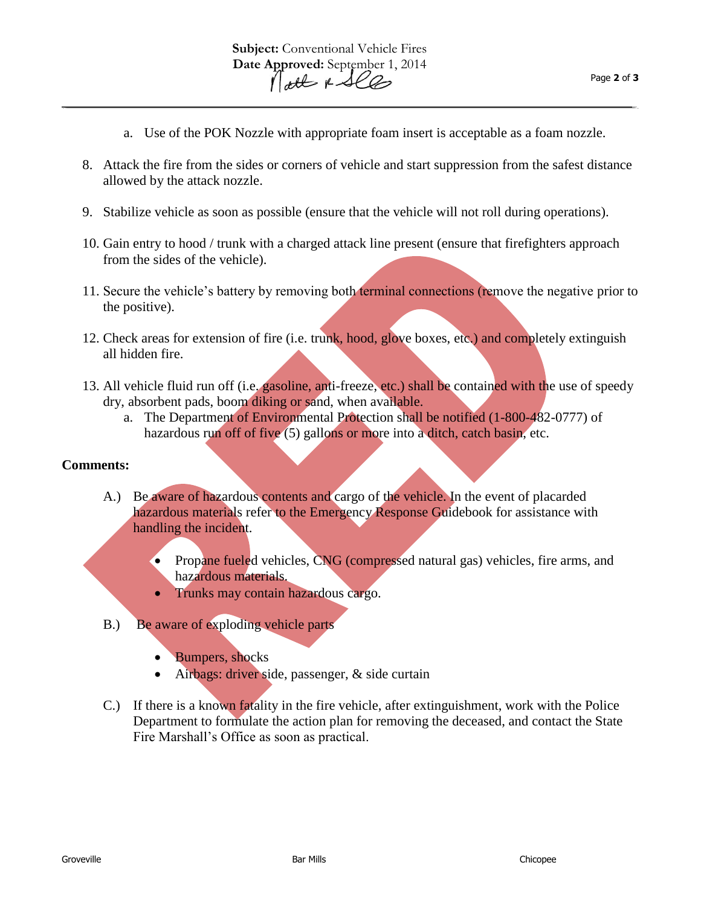a. Use of the POK Nozzle with appropriate foam insert is acceptable as a foam nozzle.

8. Attack the fire from the sides or corners of vehicle and start suppression from the safest distance allowed by the attack nozzle.

9. Stabilize vehicle as soon as possible (ensure that the vehicle will not roll during operations).

10. Gain entry to hood / trunk with a charged attack line present (ensure that firefighters approach from the sides of the vehicle).

11. Secure the vehicle's battery by removing both terminal connections (remove the negative prior to the positive).

12. Check areas for extension of fire (i.e. trunk, hood, glove boxes, etc.) and completely extinguish all hidden fire.

13. All vehicle fluid run off (i.e. gasoline, anti-freeze, etc.) shall be contained with the use of speedy dry, absorbent pads, boom diking or sand, when available.
    a. The Department of Environmental Protection shall be notified (1-800-482-0777) of hazardous run off of five (5) gallons or more into a ditch, catch basin, etc.

**Comments:**

A.) Be aware of hazardous contents and cargo of the vehicle. In the event of placarded hazardous materials refer to the Emergency Response Guidebook for assistance with handling the incident.

- Propane fueled vehicles, CNG (compressed natural gas) vehicles, fire arms, and hazardous materials.
- Trunks may contain hazardous cargo.

B.) Be aware of exploding vehicle parts

- Bumpers, shocks
- Airbags: driver side, passenger, & side curtain

C.) If there is a known fatality in the fire vehicle, after extinguishment, work with the Police Department to formulate the action plan for removing the deceased, and contact the State Fire Marshall's Office as soon as practical.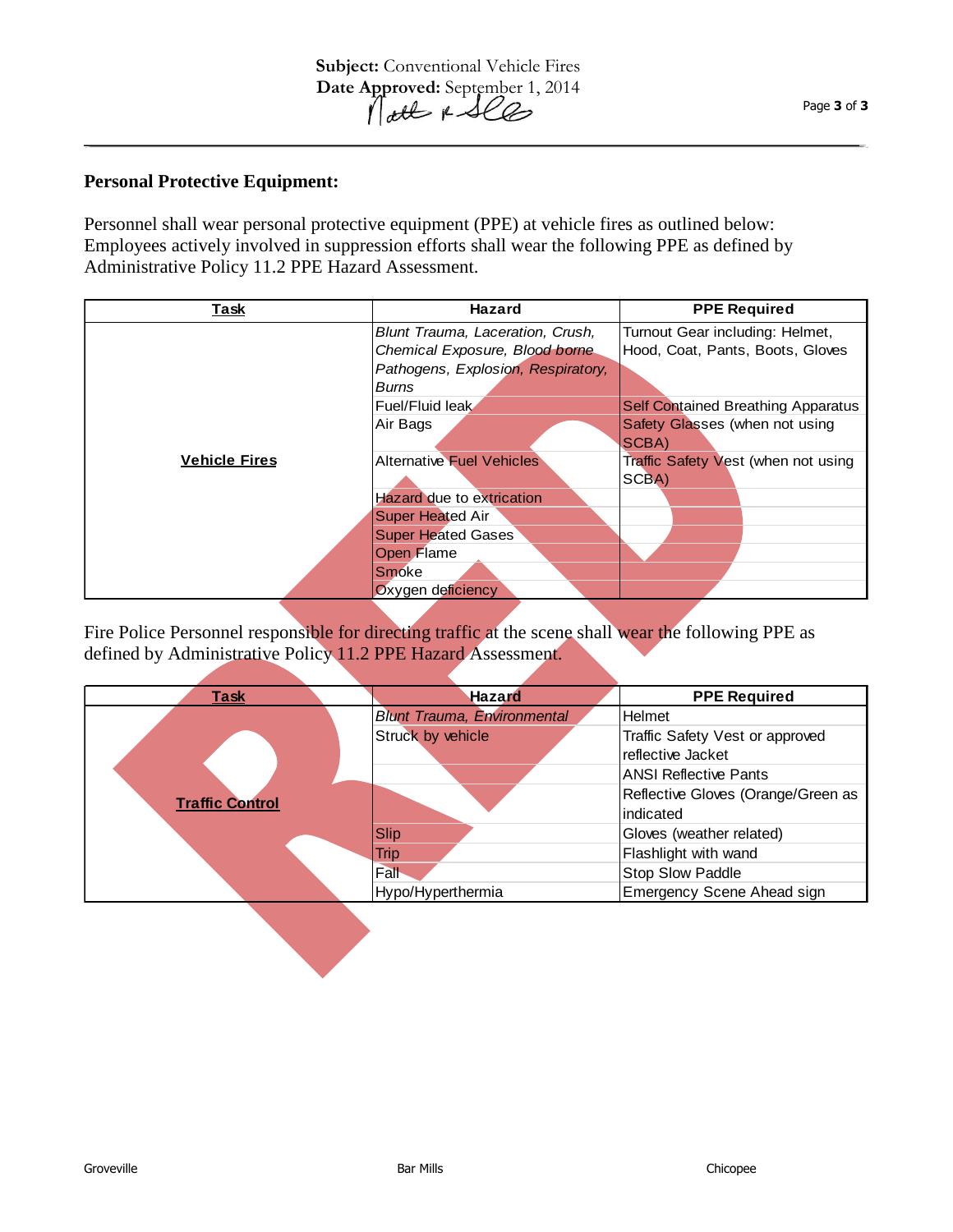**Subject:** Conventional Vehicle Fires
**Date Approved:** September 1, 2014

## Personal Protective Equipment:

Personnel shall wear personal protective equipment (PPE) at vehicle fires as outlined below: Employees actively involved in suppression efforts shall wear the following PPE as defined by Administrative Policy 11.2 PPE Hazard Assessment.

| Task | Hazard | PPE Required |
|---|---|---|
| **Vehicle Fires** | *Blunt Trauma, Laceration, Crush, Chemical Exposure, Blood borne Pathogens, Explosion, Respiratory, Burns* | Turnout Gear including: Helmet, Hood, Coat, Pants, Boots, Gloves |
| | Fuel/Fluid leak | Self Contained Breathing Apparatus |
| | Air Bags | Safety Glasses (when not using SCBA) |
| | Alternative Fuel Vehicles | Traffic Safety Vest (when not using SCBA) |
| | Hazard due to extrication | |
| | Super Heated Air | |
| | Super Heated Gases | |
| | Open Flame | |
| | Smoke | |
| | Oxygen deficiency | |

Fire Police Personnel responsible for directing traffic at the scene shall wear the following PPE as defined by Administrative Policy 11.2 PPE Hazard Assessment.

| Task | Hazard | PPE Required |
|---|---|---|
| **Traffic Control** | *Blunt Trauma, Environmental* | Helmet |
| | Struck by vehicle | Traffic Safety Vest or approved reflective Jacket |
| | | ANSI Reflective Pants |
| | | Reflective Gloves (Orange/Green as indicated |
| | Slip | Gloves (weather related) |
| | Trip | Flashlight with wand |
| | Fall | Stop Slow Paddle |
| | Hypo/Hyperthermia | Emergency Scene Ahead sign |

Groveville  Bar Mills  Chicopee